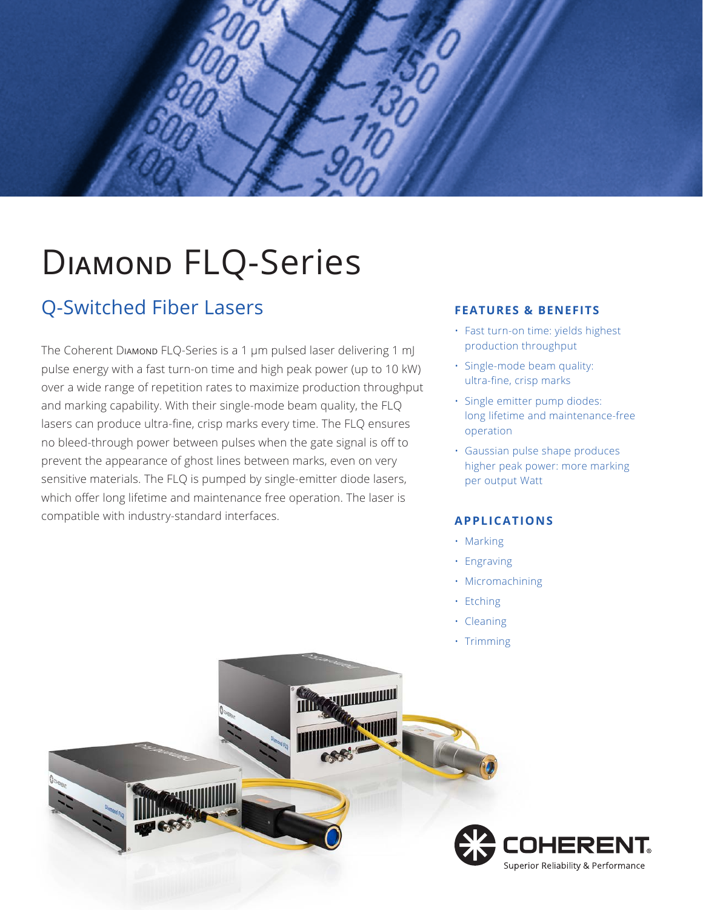# Diamond FLQ-Series

## Q-Switched Fiber Lasers

The Coherent Diamond FLQ-Series is a 1 µm pulsed laser delivering 1 mJ pulse energy with a fast turn-on time and high peak power (up to 10 kW) over a wide range of repetition rates to maximize production throughput and marking capability. With their single-mode beam quality, the FLQ lasers can produce ultra-fine, crisp marks every time. The FLQ ensures no bleed-through power between pulses when the gate signal is off to prevent the appearance of ghost lines between marks, even on very sensitive materials. The FLQ is pumped by single-emitter diode lasers, which offer long lifetime and maintenance free operation. The laser is compatible with industry-standard interfaces.

### FEATURES & BENEFITS

- Fast turn-on time: yields highest production throughput
- Single-mode beam quality: ultra-fine, crisp marks
- Single emitter pump diodes: long lifetime and maintenance-free operation
- Gaussian pulse shape produces higher peak power: more marking per output Watt

### APPLICATIONS

- Marking
- Engraving
- Micromachining
- Etching
- Cleaning
- Trimming

COHERENT
Superior Reliability & Performance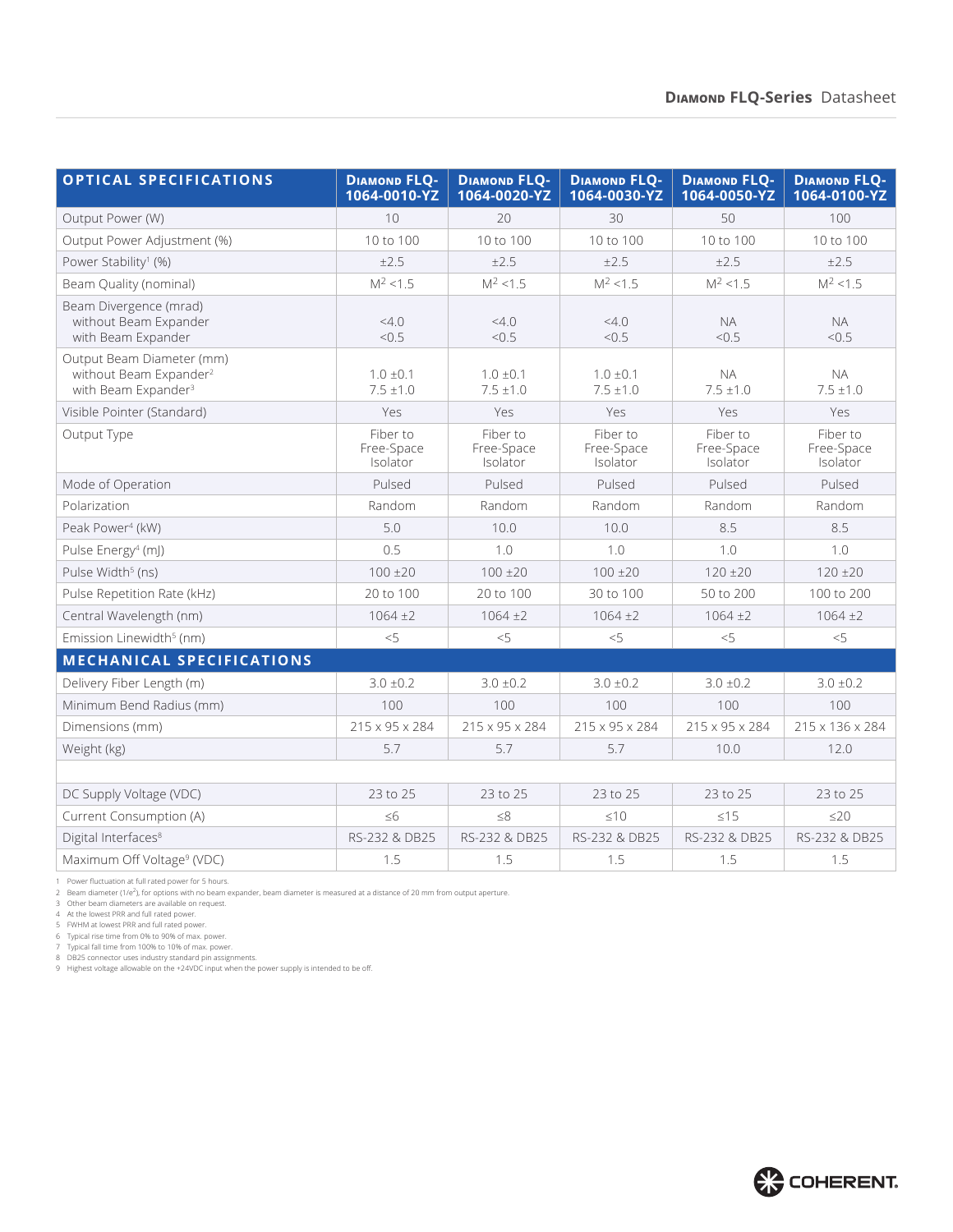| OPTICAL SPECIFICATIONS | DIAMOND FLQ-1064-0010-YZ | DIAMOND FLQ-1064-0020-YZ | DIAMOND FLQ-1064-0030-YZ | DIAMOND FLQ-1064-0050-YZ | DIAMOND FLQ-1064-0100-YZ |
|---|---|---|---|---|---|
| Output Power (W) | 10 | 20 | 30 | 50 | 100 |
| Output Power Adjustment (%) | 10 to 100 | 10 to 100 | 10 to 100 | 10 to 100 | 10 to 100 |
| Power Stability[1] (%) | ±2.5 | ±2.5 | ±2.5 | ±2.5 | ±2.5 |
| Beam Quality (nominal) | $M^2$ <1.5 | $M^2$ <1.5 | $M^2$ <1.5 | $M^2$ <1.5 | $M^2$ <1.5 |
| Beam Divergence (mrad)<br>without Beam Expander<br>with Beam Expander | <br><4.0<br><0.5 | <br><4.0<br><0.5 | <br><4.0<br><0.5 | <br>NA<br><0.5 | <br>NA<br><0.5 |
| Output Beam Diameter (mm)<br>without Beam Expander[2]<br>with Beam Expander[3] | <br>1.0 ±0.1<br>7.5 ±1.0 | <br>1.0 ±0.1<br>7.5 ±1.0 | <br>1.0 ±0.1<br>7.5 ±1.0 | <br>NA<br>7.5 ±1.0 | <br>NA<br>7.5 ±1.0 |
| Visible Pointer (Standard) | Yes | Yes | Yes | Yes | Yes |
| Output Type | Fiber to Free-Space Isolator | Fiber to Free-Space Isolator | Fiber to Free-Space Isolator | Fiber to Free-Space Isolator | Fiber to Free-Space Isolator |
| Mode of Operation | Pulsed | Pulsed | Pulsed | Pulsed | Pulsed |
| Polarization | Random | Random | Random | Random | Random |
| Peak Power[4] (kW) | 5.0 | 10.0 | 10.0 | 8.5 | 8.5 |
| Pulse Energy[4] (mJ) | 0.5 | 1.0 | 1.0 | 1.0 | 1.0 |
| Pulse Width[5] (ns) | 100 ±20 | 100 ±20 | 100 ±20 | 120 ±20 | 120 ±20 |
| Pulse Repetition Rate (kHz) | 20 to 100 | 20 to 100 | 30 to 100 | 50 to 200 | 100 to 200 |
| Central Wavelength (nm) | 1064 ±2 | 1064 ±2 | 1064 ±2 | 1064 ±2 | 1064 ±2 |
| Emission Linewidth[5] (nm) | <5 | <5 | <5 | <5 | <5 |
| **MECHANICAL SPECIFICATIONS** | | | | | |
| Delivery Fiber Length (m) | 3.0 ±0.2 | 3.0 ±0.2 | 3.0 ±0.2 | 3.0 ±0.2 | 3.0 ±0.2 |
| Minimum Bend Radius (mm) | 100 | 100 | 100 | 100 | 100 |
| Dimensions (mm) | 215 x 95 x 284 | 215 x 95 x 284 | 215 x 95 x 284 | 215 x 95 x 284 | 215 x 136 x 284 |
| Weight (kg) | 5.7 | 5.7 | 5.7 | 10.0 | 12.0 |
| | | | | | |
| DC Supply Voltage (VDC) | 23 to 25 | 23 to 25 | 23 to 25 | 23 to 25 | 23 to 25 |
| Current Consumption (A) | ≤6 | ≤8 | ≤10 | ≤15 | ≤20 |
| Digital Interfaces[8] | RS-232 & DB25 | RS-232 & DB25 | RS-232 & DB25 | RS-232 & DB25 | RS-232 & DB25 |
| Maximum Off Voltage[9] (VDC) | 1.5 | 1.5 | 1.5 | 1.5 | 1.5 |

1 Power fluctuation at full rated power for 5 hours.
2 Beam diameter ($1/e^2$), for options with no beam expander, beam diameter is measured at a distance of 20 mm from output aperture.
3 Other beam diameters are available on request.
4 At the lowest PRR and full rated power.
5 FWHM at lowest PRR and full rated power.
6 Typical rise time from 0% to 90% of max. power.
7 Typical fall time from 100% to 10% of max. power.
8 DB25 connector uses industry standard pin assignments.
9 Highest voltage allowable on the +24VDC input when the power supply is intended to be off.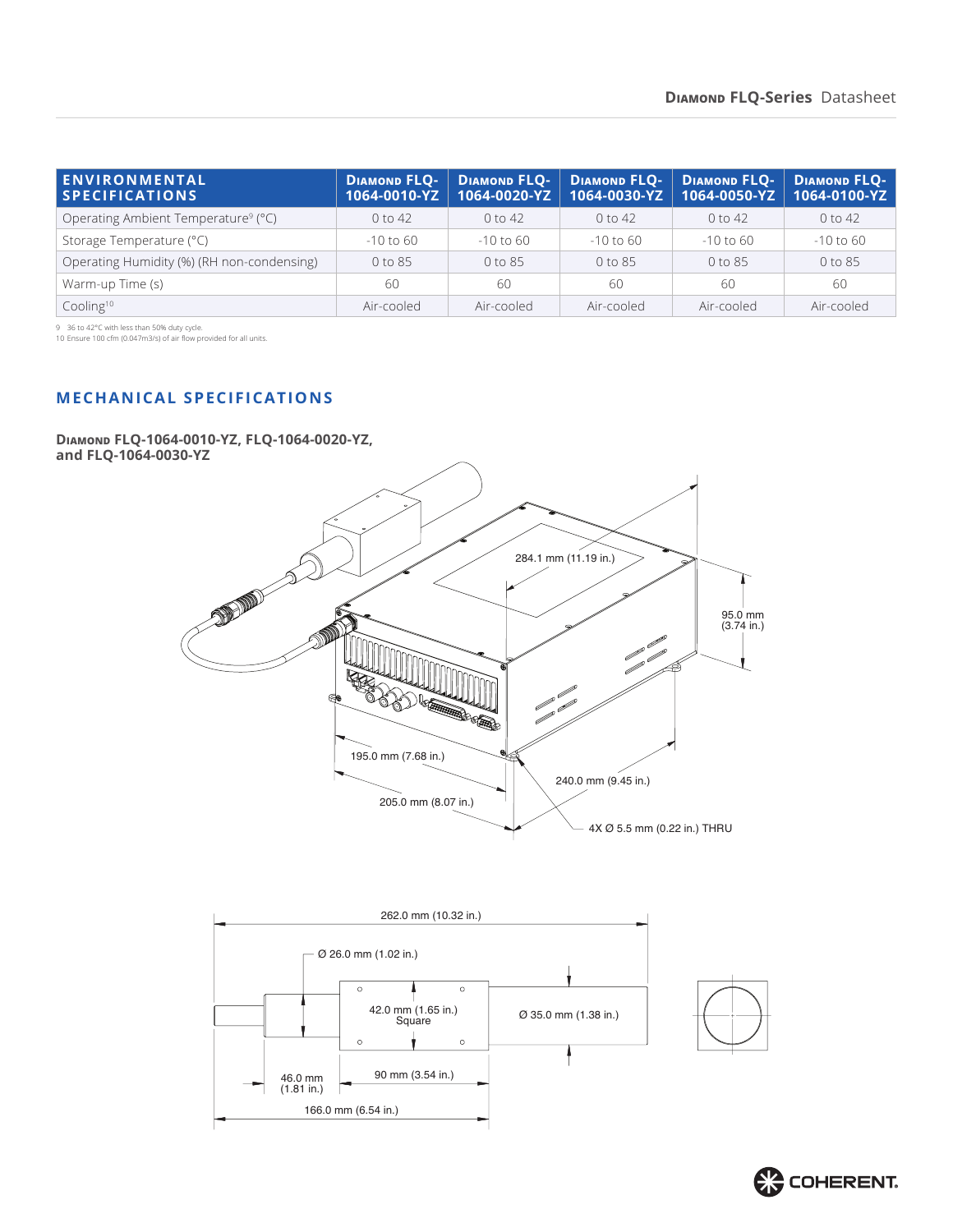| ENVIRONMENTAL SPECIFICATIONS | DIAMOND FLQ-1064-0010-YZ | DIAMOND FLQ-1064-0020-YZ | DIAMOND FLQ-1064-0030-YZ | DIAMOND FLQ-1064-0050-YZ | DIAMOND FLQ-1064-0100-YZ |
|---|---|---|---|---|---|
| Operating Ambient Temperature[9] (°C) | 0 to 42 | 0 to 42 | 0 to 42 | 0 to 42 | 0 to 42 |
| Storage Temperature (°C) | -10 to 60 | -10 to 60 | -10 to 60 | -10 to 60 | -10 to 60 |
| Operating Humidity (%) (RH non-condensing) | 0 to 85 | 0 to 85 | 0 to 85 | 0 to 85 | 0 to 85 |
| Warm-up Time (s) | 60 | 60 | 60 | 60 | 60 |
| Cooling[10] | Air-cooled | Air-cooled | Air-cooled | Air-cooled | Air-cooled |

9 36 to 42°C with less than 50% duty cycle.
10 Ensure 100 cfm (0.047m3/s) of air flow provided for all units.

## MECHANICAL SPECIFICATIONS

### DIAMOND FLQ-1064-0010-YZ, FLQ-1064-0020-YZ, and FLQ-1064-0030-YZ

284.1 mm (11.19 in.)
95.0 mm (3.74 in.)
195.0 mm (7.68 in.)
205.0 mm (8.07 in.)
240.0 mm (9.45 in.)
4X Ø 5.5 mm (0.22 in.) THRU

262.0 mm (10.32 in.)
Ø 26.0 mm (1.02 in.)
42.0 mm (1.65 in.) Square
Ø 35.0 mm (1.38 in.)
46.0 mm (1.81 in.)
90 mm (3.54 in.)
166.0 mm (6.54 in.)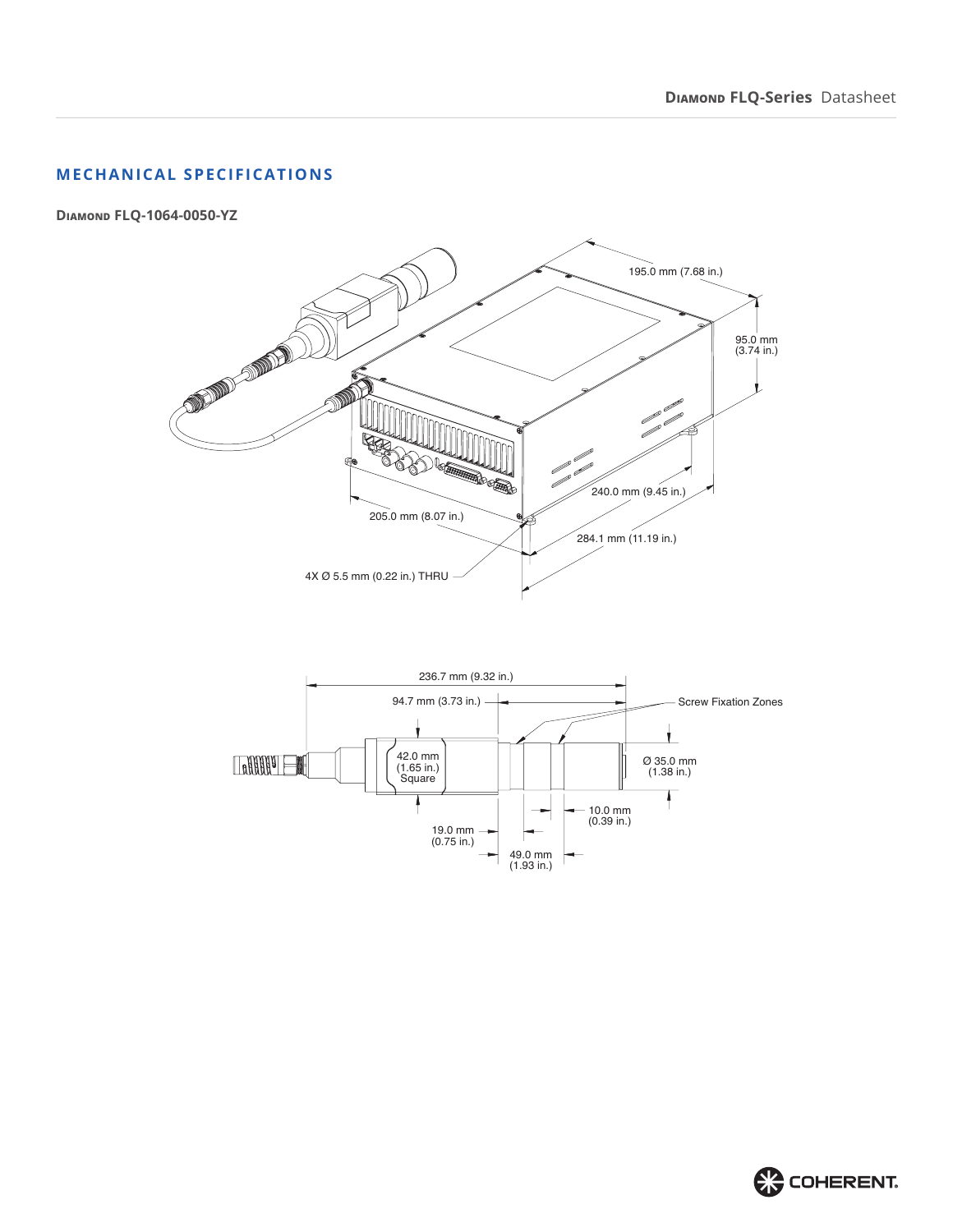## MECHANICAL SPECIFICATIONS

### Diamond FLQ-1064-0050-YZ

195.0 mm (7.68 in.)

95.0 mm (3.74 in.)

240.0 mm (9.45 in.)

205.0 mm (8.07 in.)

284.1 mm (11.19 in.)

4X Ø 5.5 mm (0.22 in.) THRU

236.7 mm (9.32 in.)

94.7 mm (3.73 in.)

Screw Fixation Zones

42.0 mm (1.65 in.) Square

Ø 35.0 mm (1.38 in.)

10.0 mm (0.39 in.)

19.0 mm (0.75 in.)

49.0 mm (1.93 in.)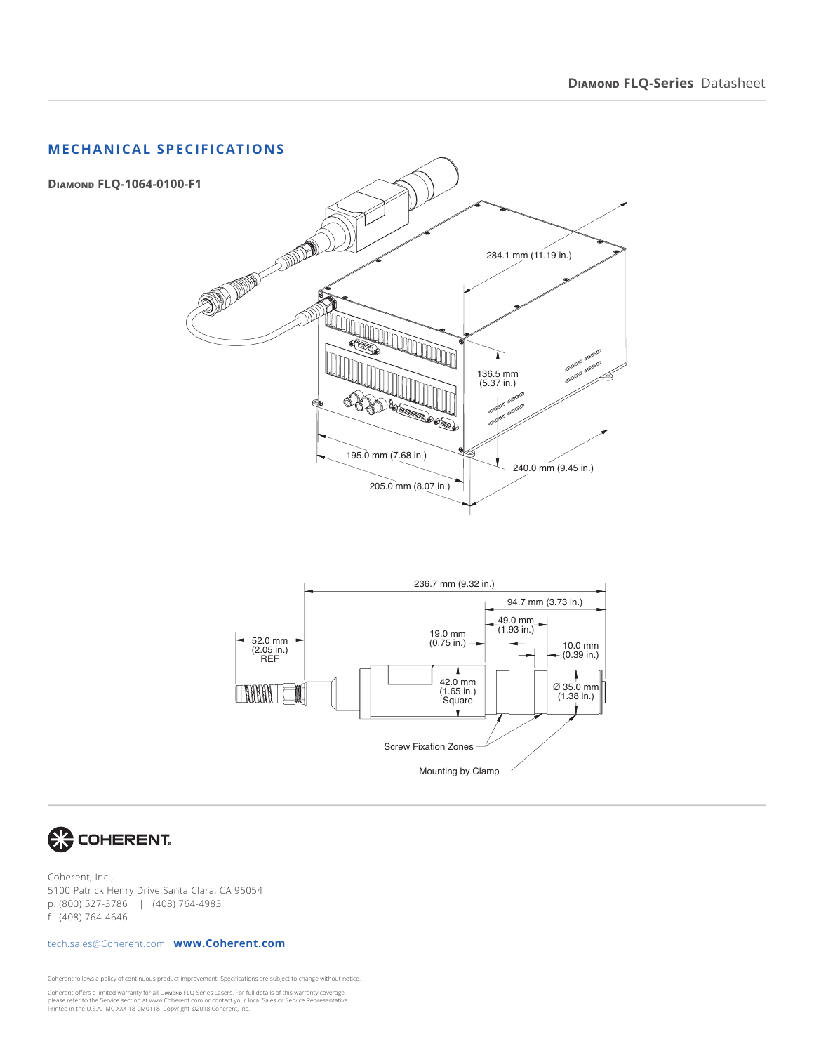## MECHANICAL SPECIFICATIONS

**Diamond FLQ-1064-0100-F1**

284.1 mm (11.19 in.)

136.5 mm
(5.37 in.)

195.0 mm (7.68 in.)

240.0 mm (9.45 in.)

205.0 mm (8.07 in.)

236.7 mm (9.32 in.)

94.7 mm (3.73 in.)

49.0 mm
(1.93 in.)

19.0 mm
(0.75 in.)

52.0 mm
(2.05 in.)
REF

10.0 mm
(0.39 in.)

42.0 mm
(1.65 in.)
Square

Ø 35.0 mm
(1.38 in.)

Screw Fixation Zones

Mounting by Clamp

**COHERENT**

Coherent, Inc.,
5100 Patrick Henry Drive Santa Clara, CA 95054
p. (800) 527-3786 | (408) 764-4983
f. (408) 764-4646

tech.sales@Coherent.com **www.Coherent.com**

Coherent follows a policy of continuous product improvement. Specifications are subject to change without notice.

Coherent offers a limited warranty for all Diamond FLQ-Series Lasers. For full details of this warranty coverage, please refer to the Service section at www.Coherent.com or contact your local Sales or Service Representative.
Printed in the U.S.A. MC-XXX-18-0M0118 Copyright ©2018 Coherent, Inc.